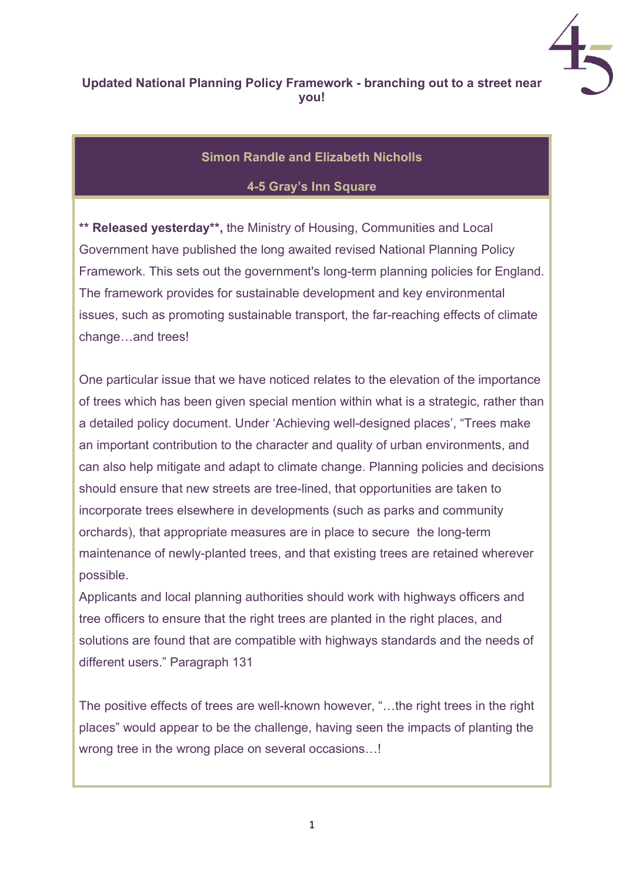# Updated National Planning Policy Framework - branching out to a street near you!

**Simon Randle and Elizabeth Nicholls**

**4-5 Gray's Inn Square**

**** Released yesterday**,** the Ministry of Housing, Communities and Local Government have published the long awaited revised National Planning Policy Framework. This sets out the government's long-term planning policies for England. The framework provides for sustainable development and key environmental issues, such as promoting sustainable transport, the far-reaching effects of climate change…and trees!

One particular issue that we have noticed relates to the elevation of the importance of trees which has been given special mention within what is a strategic, rather than a detailed policy document. Under 'Achieving well-designed places', "Trees make an important contribution to the character and quality of urban environments, and can also help mitigate and adapt to climate change. Planning policies and decisions should ensure that new streets are tree-lined, that opportunities are taken to incorporate trees elsewhere in developments (such as parks and community orchards), that appropriate measures are in place to secure the long-term maintenance of newly-planted trees, and that existing trees are retained wherever possible.
Applicants and local planning authorities should work with highways officers and tree officers to ensure that the right trees are planted in the right places, and solutions are found that are compatible with highways standards and the needs of different users." Paragraph 131

The positive effects of trees are well-known however, "…the right trees in the right places" would appear to be the challenge, having seen the impacts of planting the wrong tree in the wrong place on several occasions…!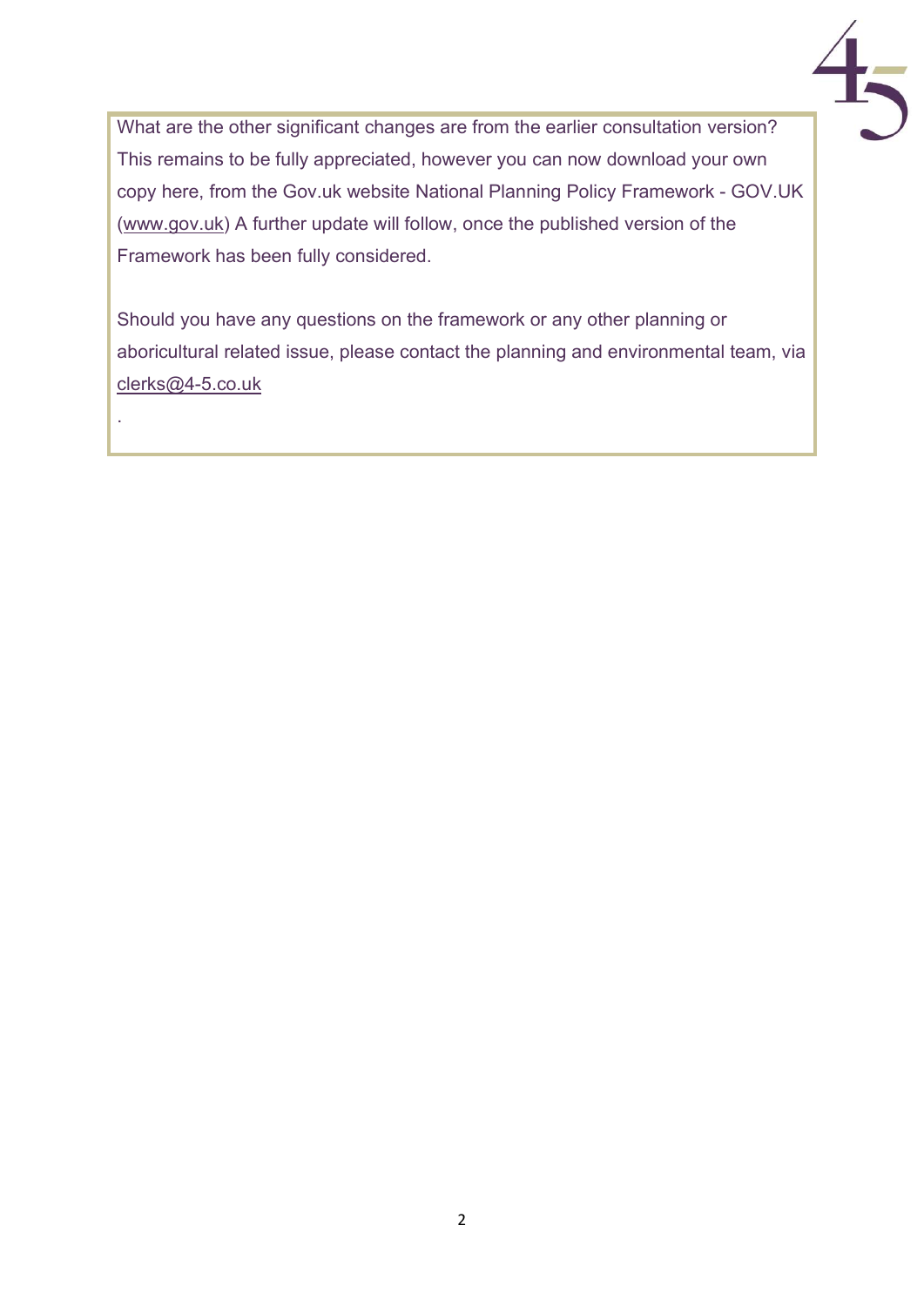What are the other significant changes are from the earlier consultation version? This remains to be fully appreciated, however you can now download your own copy here, from the Gov.uk website National Planning Policy Framework - GOV.UK (www.gov.uk) A further update will follow, once the published version of the Framework has been fully considered.

Should you have any questions on the framework or any other planning or aboricultural related issue, please contact the planning and environmental team, via clerks@4-5.co.uk

.